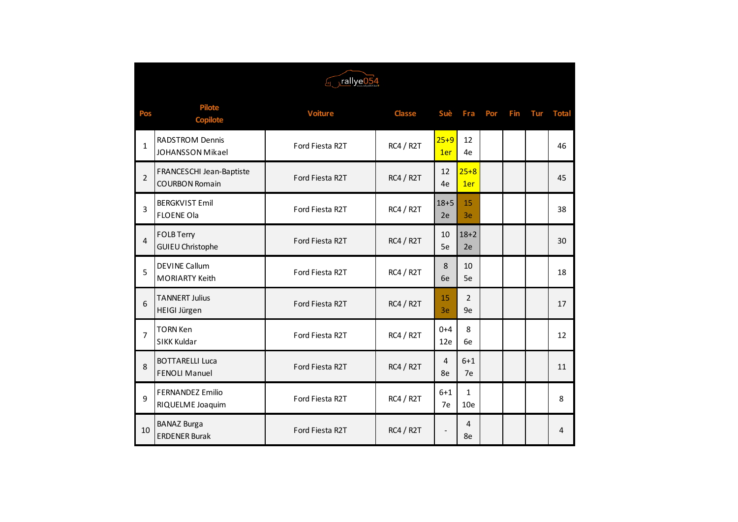rallye054

| Pos | Pilote<br>Copilote | Voiture | Classe | Suè | Fra | Por | Fin | Tur | Total |
|---|---|---|---|---|---|---|---|---|---|
| 1 | RADSTROM Dennis<br>JOHANSSON Mikael | Ford Fiesta R2T | RC4 / R2T | 25+9<br>1er | 12<br>4e | | | | 46 |
| 2 | FRANCESCHI Jean-Baptiste<br>COURBON Romain | Ford Fiesta R2T | RC4 / R2T | 12<br>4e | 25+8<br>1er | | | | 45 |
| 3 | BERGKVIST Emil<br>FLOENE Ola | Ford Fiesta R2T | RC4 / R2T | 18+5<br>2e | 15<br>3e | | | | 38 |
| 4 | FOLB Terry<br>GUIEU Christophe | Ford Fiesta R2T | RC4 / R2T | 10<br>5e | 18+2<br>2e | | | | 30 |
| 5 | DEVINE Callum<br>MORIARTY Keith | Ford Fiesta R2T | RC4 / R2T | 8<br>6e | 10<br>5e | | | | 18 |
| 6 | TANNERT Julius<br>HEIGI Jürgen | Ford Fiesta R2T | RC4 / R2T | 15<br>3e | 2<br>9e | | | | 17 |
| 7 | TORN Ken<br>SIKK Kuldar | Ford Fiesta R2T | RC4 / R2T | 0+4<br>12e | 8<br>6e | | | | 12 |
| 8 | BOTTARELLI Luca<br>FENOLI Manuel | Ford Fiesta R2T | RC4 / R2T | 4<br>8e | 6+1<br>7e | | | | 11 |
| 9 | FERNANDEZ Emilio<br>RIQUELME Joaquim | Ford Fiesta R2T | RC4 / R2T | 6+1<br>7e | 1<br>10e | | | | 8 |
| 10 | BANAZ Burga<br>ERDENER Burak | Ford Fiesta R2T | RC4 / R2T | - | 4<br>8e | | | | 4 |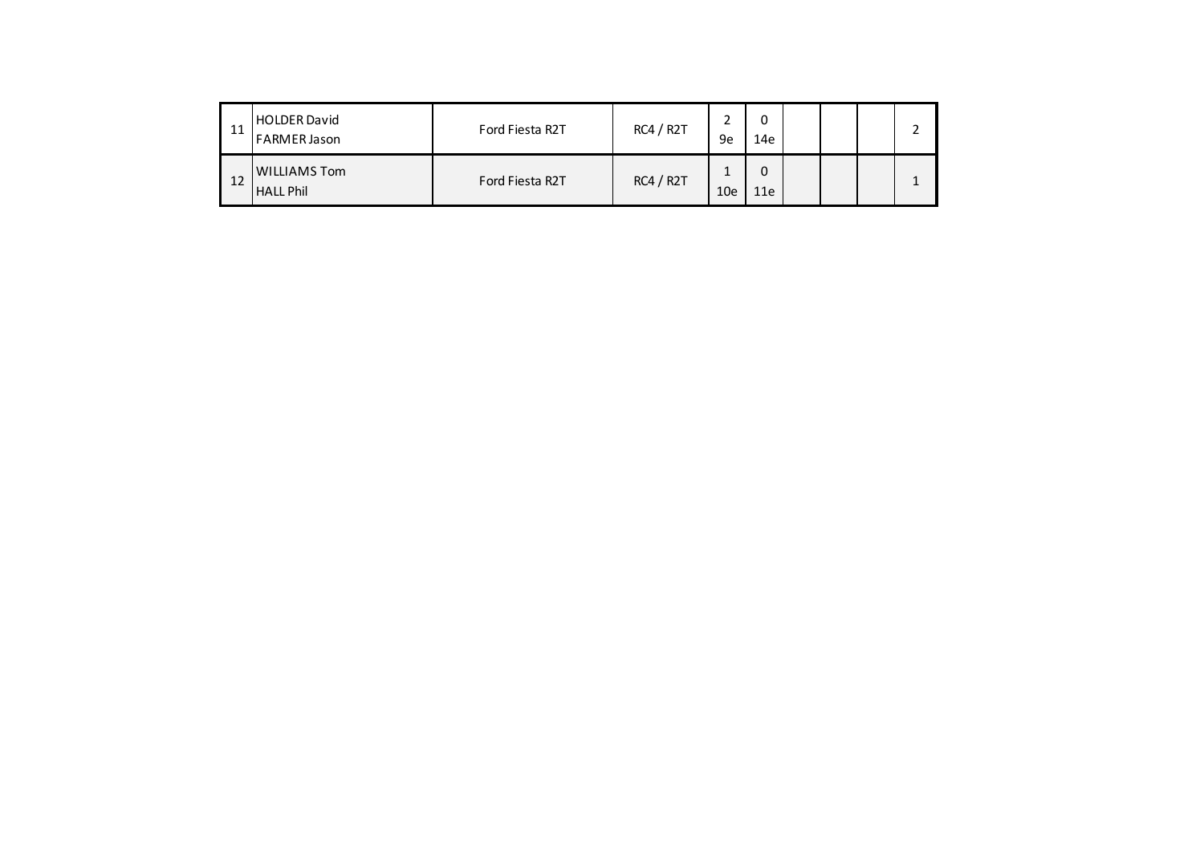| | | | | | | | | | |
|---|---|---|---|---|---|---|---|---|---|
| 11 | HOLDER David<br>FARMER Jason | Ford Fiesta R2T | RC4 / R2T | 2<br>9e | 0<br>14e | | | | 2 |
| 12 | WILLIAMS Tom<br>HALL Phil | Ford Fiesta R2T | RC4 / R2T | 1<br>10e | 0<br>11e | | | | 1 |